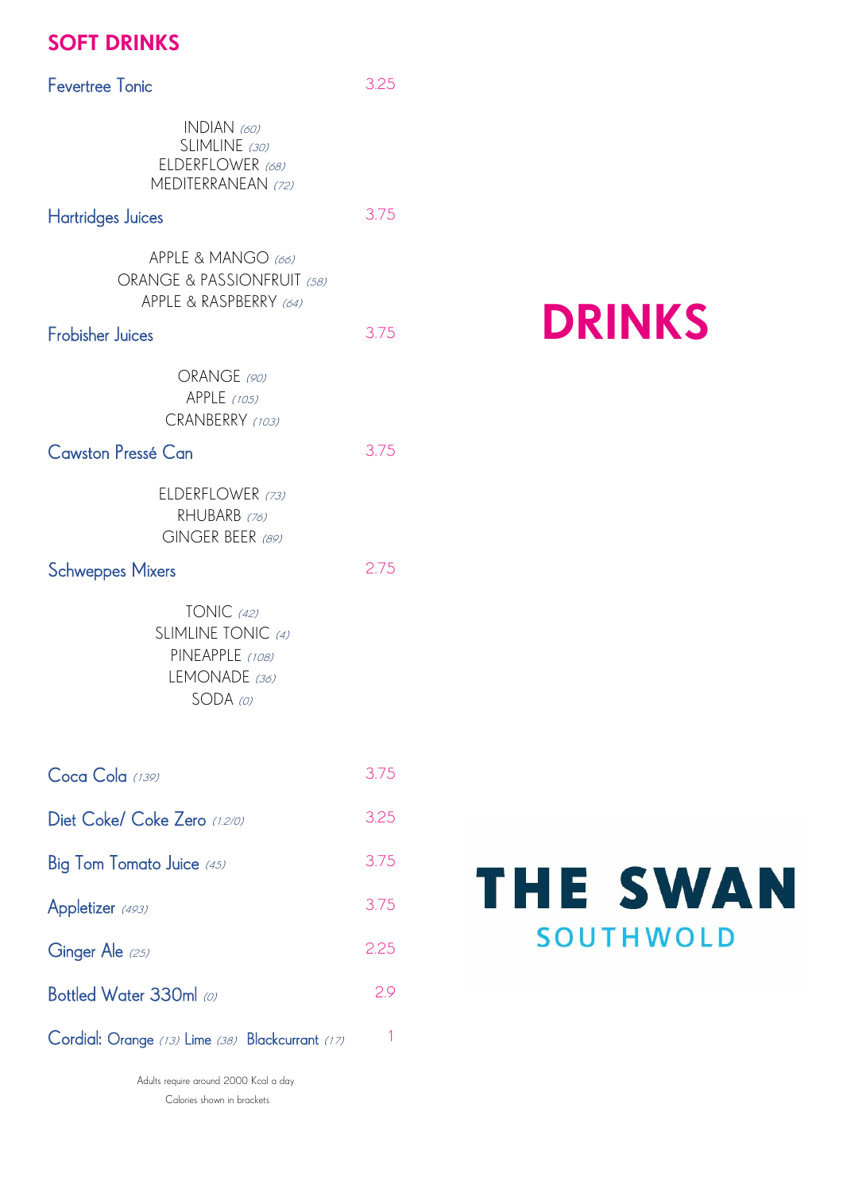# DRINKS

# THE SWAN

## SOUTHWOLD

## SOFT DRINKS

**Fevertree Tonic** — 3.25

INDIAN *(60)*
SLIMLINE *(30)*
ELDERFLOWER *(68)*
MEDITERRANEAN *(72)*

**Hartridges Juices** — 3.75

APPLE & MANGO *(66)*
ORANGE & PASSIONFRUIT *(58)*
APPLE & RASPBERRY *(64)*

**Frobisher Juices** — 3.75

ORANGE *(90)*
APPLE *(105)*
CRANBERRY *(103)*

**Cawston Pressé Can** — 3.75

ELDERFLOWER *(73)*
RHUBARB *(76)*
GINGER BEER *(89)*

**Schweppes Mixers** — 2.75

TONIC *(42)*
SLIMLINE TONIC *(4)*
PINEAPPLE *(108)*
LEMONADE *(36)*
SODA *(0)*

| Drink | Price |
|---|---|
| Coca Cola *(139)* | 3.75 |
| Diet Coke/ Coke Zero *(1.2/0)* | 3.25 |
| Big Tom Tomato Juice *(45)* | 3.75 |
| Appletizer *(493)* | 3.75 |
| Ginger Ale *(25)* | 2.25 |
| Bottled Water 330ml *(0)* | 2.9 |
| Cordial: Orange *(13)* Lime *(38)* Blackcurrant *(17)* | 1 |

Adults require around 2000 Kcal a day
Calories shown in brackets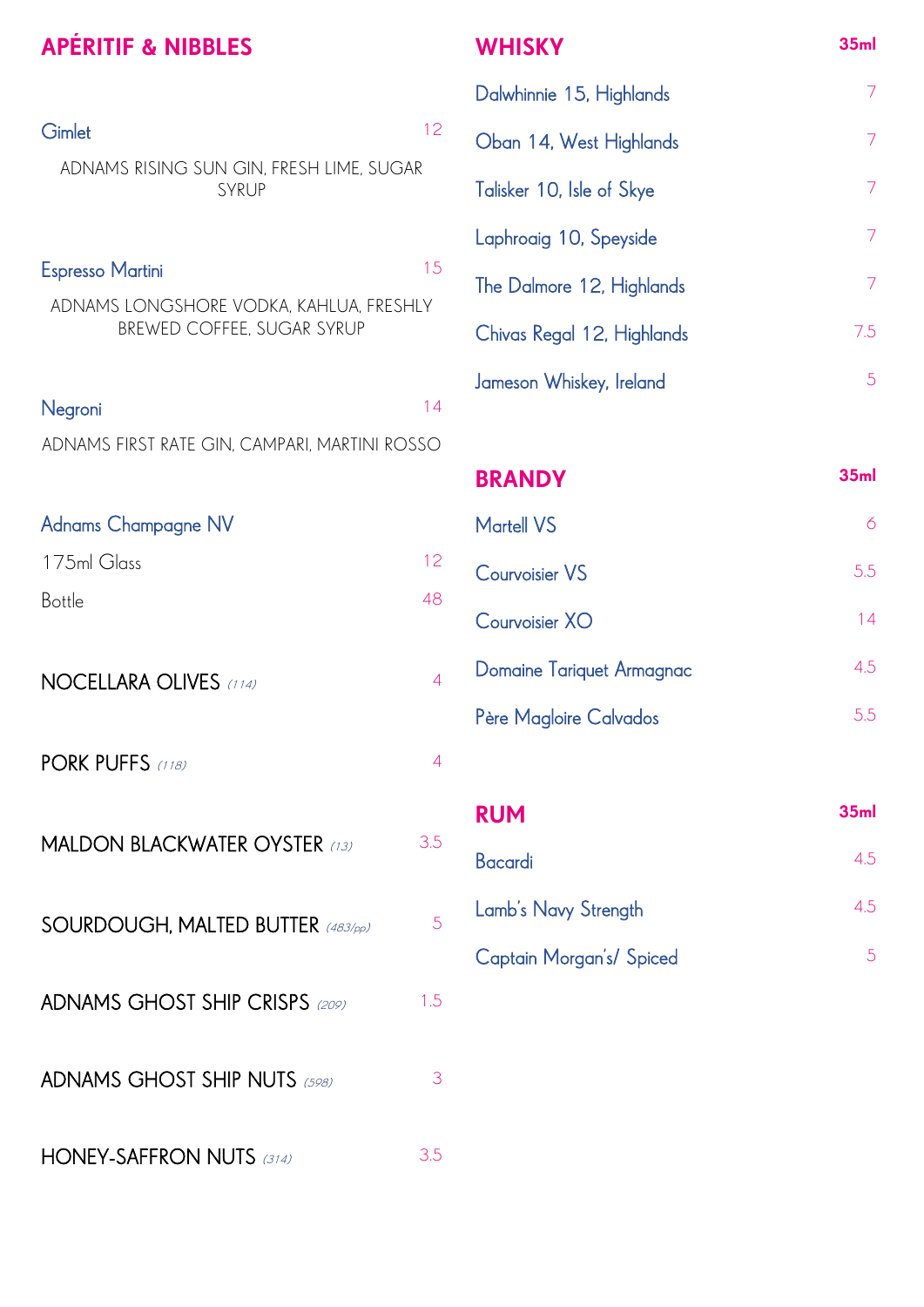## APÉRITIF & NIBBLES

**Gimlet** 12

ADNAMS RISING SUN GIN, FRESH LIME, SUGAR SYRUP

**Espresso Martini** 15

ADNAMS LONGSHORE VODKA, KAHLUA, FRESHLY BREWED COFFEE, SUGAR SYRUP

**Negroni** 14

ADNAMS FIRST RATE GIN, CAMPARI, MARTINI ROSSO

**Adnams Champagne NV**

| | |
|---|---|
| 175ml Glass | 12 |
| Bottle | 48 |

| | |
|---|---|
| NOCELLARA OLIVES *(114)* | 4 |
| PORK PUFFS *(118)* | 4 |
| MALDON BLACKWATER OYSTER *(13)* | 3.5 |
| SOURDOUGH, MALTED BUTTER *(483/pp)* | 5 |
| ADNAMS GHOST SHIP CRISPS *(209)* | 1.5 |
| ADNAMS GHOST SHIP NUTS *(598)* | 3 |
| HONEY-SAFFRON NUTS *(314)* | 3.5 |

## WHISKY

| | 35ml |
|---|---|
| Dalwhinnie 15, Highlands | 7 |
| Oban 14, West Highlands | 7 |
| Talisker 10, Isle of Skye | 7 |
| Laphroaig 10, Speyside | 7 |
| The Dalmore 12, Highlands | 7 |
| Chivas Regal 12, Highlands | 7.5 |
| Jameson Whiskey, Ireland | 5 |

## BRANDY

| | 35ml |
|---|---|
| Martell VS | 6 |
| Courvoisier VS | 5.5 |
| Courvoisier XO | 14 |
| Domaine Tariquet Armagnac | 4.5 |
| Père Magloire Calvados | 5.5 |

## RUM

| | 35ml |
|---|---|
| Bacardi | 4.5 |
| Lamb's Navy Strength | 4.5 |
| Captain Morgan's/ Spiced | 5 |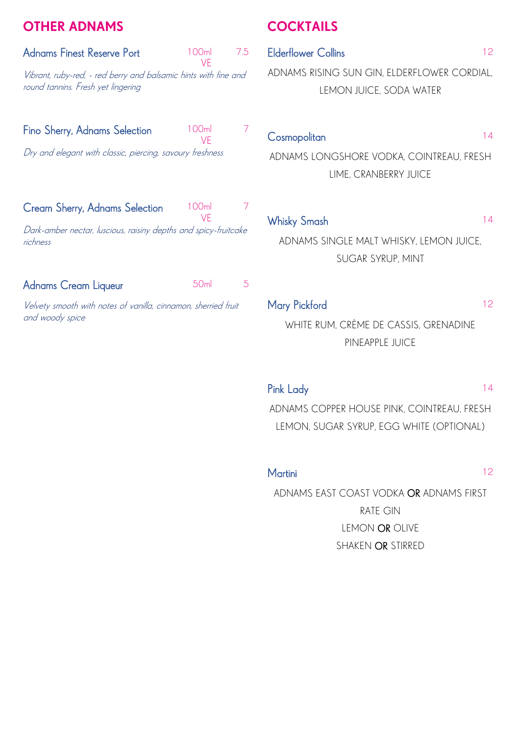## OTHER ADNAMS

### Adnams Finest Reserve Port — 100ml VE — 7.5

*Vibrant, ruby-red, - red berry and balsamic hints with fine and round tannins. Fresh yet lingering*

### Fino Sherry, Adnams Selection — 100ml VE — 7

*Dry and elegant with classic, piercing, savoury freshness*

### Cream Sherry, Adnams Selection — 100ml VE — 7

*Dark-amber nectar, luscious, raisiny depths and spicy-fruitcake richness*

### Adnams Cream Liqueur — 50ml — 5

*Velvety smooth with notes of vanilla, cinnamon, sherried fruit and woody spice*

## COCKTAILS

### Elderflower Collins — 12

ADNAMS RISING SUN GIN, ELDERFLOWER CORDIAL, LEMON JUICE, SODA WATER

### Cosmopolitan — 14

ADNAMS LONGSHORE VODKA, COINTREAU, FRESH LIME, CRANBERRY JUICE

### Whisky Smash — 14

ADNAMS SINGLE MALT WHISKY, LEMON JUICE, SUGAR SYRUP, MINT

### Mary Pickford — 12

WHITE RUM, CRÈME DE CASSIS, GRENADINE PINEAPPLE JUICE

### Pink Lady — 14

ADNAMS COPPER HOUSE PINK, COINTREAU, FRESH LEMON, SUGAR SYRUP, EGG WHITE (OPTIONAL)

### Martini — 12

ADNAMS EAST COAST VODKA **OR** ADNAMS FIRST RATE GIN

LEMON **OR** OLIVE

SHAKEN **OR** STIRRED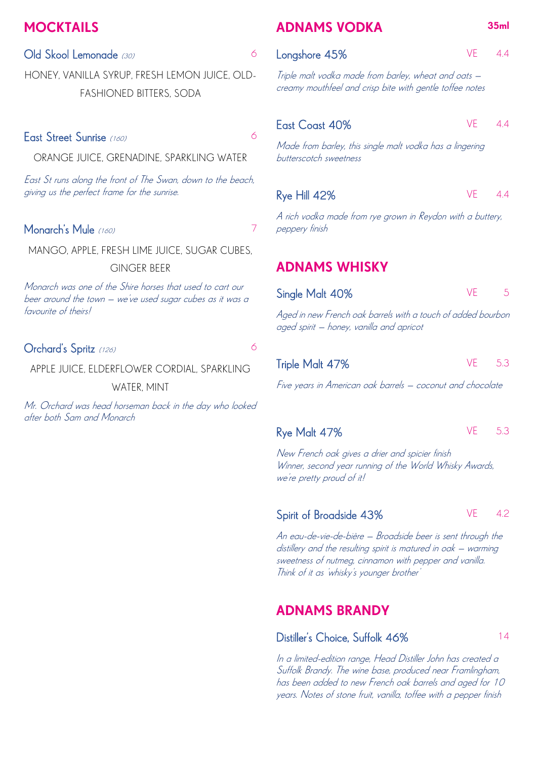## MOCKTAILS

### Old Skool Lemonade *(30)* — 6

HONEY, VANILLA SYRUP, FRESH LEMON JUICE, OLD-FASHIONED BITTERS, SODA

### East Street Sunrise *(160)* — 6

ORANGE JUICE, GRENADINE, SPARKLING WATER

*East St runs along the front of The Swan, down to the beach, giving us the perfect frame for the sunrise.*

### Monarch's Mule *(160)* — 7

MANGO, APPLE, FRESH LIME JUICE, SUGAR CUBES, GINGER BEER

*Monarch was one of the Shire horses that used to cart our beer around the town – we've used sugar cubes as it was a favourite of theirs!*

### Orchard's Spritz *(126)* — 6

APPLE JUICE, ELDERFLOWER CORDIAL, SPARKLING WATER, MINT

*Mr. Orchard was head horseman back in the day who looked after both Sam and Monarch*

## ADNAMS VODKA — 35ml

### Longshore 45% — VE — 4.4

*Triple malt vodka made from barley, wheat and oats – creamy mouthfeel and crisp bite with gentle toffee notes*

### East Coast 40% — VE — 4.4

*Made from barley, this single malt vodka has a lingering butterscotch sweetness*

### Rye Hill 42% — VE — 4.4

*A rich vodka made from rye grown in Reydon with a buttery, peppery finish*

## ADNAMS WHISKY

### Single Malt 40% — VE — 5

*Aged in new French oak barrels with a touch of added bourbon aged spirit – honey, vanilla and apricot*

### Triple Malt 47% — VE — 5.3

*Five years in American oak barrels – coconut and chocolate*

### Rye Malt 47% — VE — 5.3

*New French oak gives a drier and spicier finish*
*Winner, second year running of the World Whisky Awards, we're pretty proud of it!*

### Spirit of Broadside 43% — VE — 4.2

*An eau-de-vie-de-bière – Broadside beer is sent through the distillery and the resulting spirit is matured in oak – warming sweetness of nutmeg, cinnamon with pepper and vanilla. Think of it as 'whisky's younger brother'*

## ADNAMS BRANDY

### Distiller's Choice, Suffolk 46% — 14

*In a limited-edition range, Head Distiller John has created a Suffolk Brandy. The wine base, produced near Framlingham, has been added to new French oak barrels and aged for 10 years. Notes of stone fruit, vanilla, toffee with a pepper finish*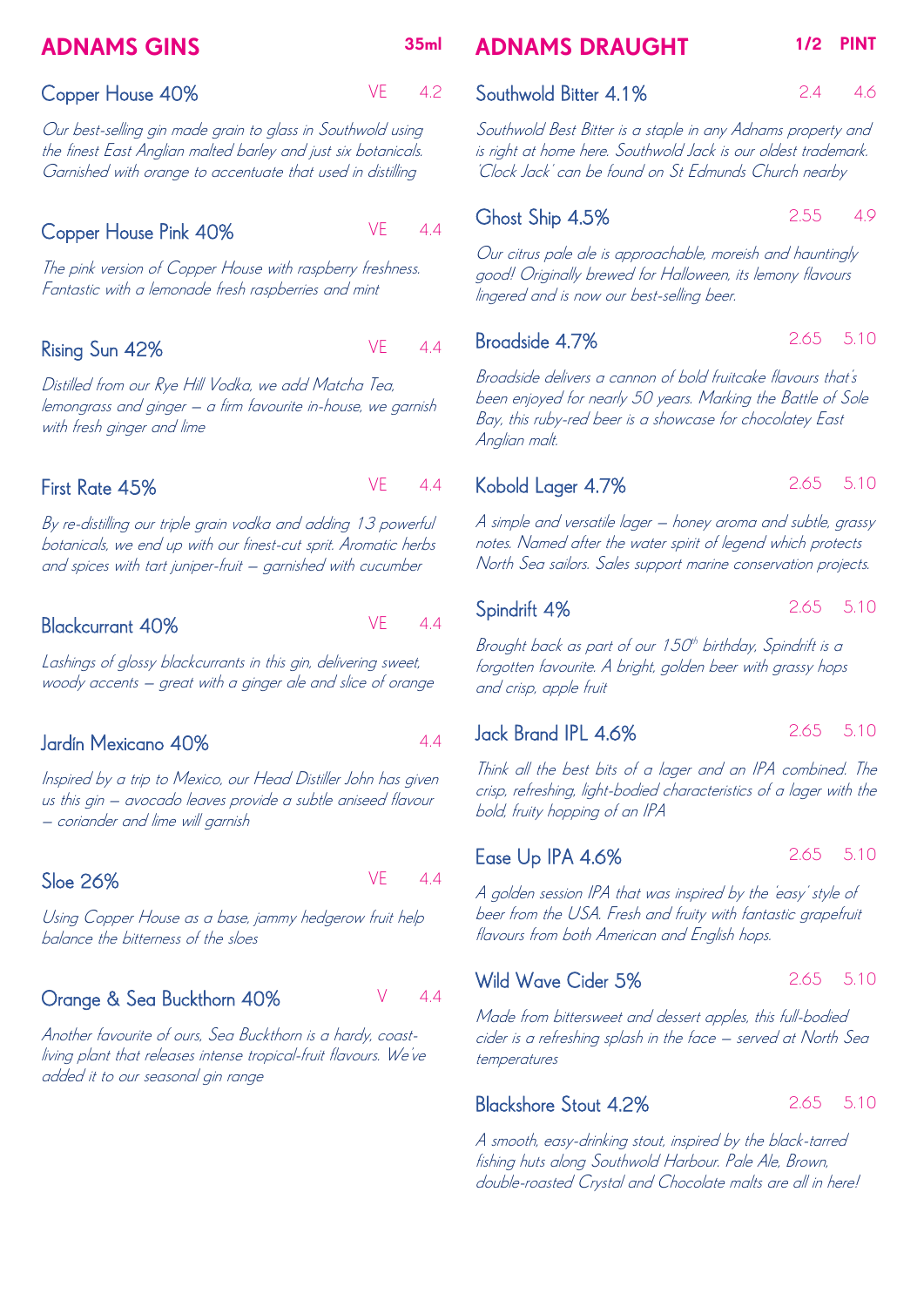## ADNAMS GINS

**35ml**

### Copper House 40% — VE — 4.2

*Our best-selling gin made grain to glass in Southwold using the finest East Anglian malted barley and just six botanicals. Garnished with orange to accentuate that used in distilling*

### Copper House Pink 40% — VE — 4.4

*The pink version of Copper House with raspberry freshness. Fantastic with a lemonade fresh raspberries and mint*

### Rising Sun 42% — VE — 4.4

*Distilled from our Rye Hill Vodka, we add Matcha Tea, lemongrass and ginger – a firm favourite in-house, we garnish with fresh ginger and lime*

### First Rate 45% — VE — 4.4

*By re-distilling our triple grain vodka and adding 13 powerful botanicals, we end up with our finest-cut sprit. Aromatic herbs and spices with tart juniper-fruit – garnished with cucumber*

### Blackcurrant 40% — VE — 4.4

*Lashings of glossy blackcurrants in this gin, delivering sweet, woody accents – great with a ginger ale and slice of orange*

### Jardín Mexicano 40% — 4.4

*Inspired by a trip to Mexico, our Head Distiller John has given us this gin – avocado leaves provide a subtle aniseed flavour – coriander and lime will garnish*

### Sloe 26% — VE — 4.4

*Using Copper House as a base, jammy hedgerow fruit help balance the bitterness of the sloes*

### Orange & Sea Buckthorn 40% — V — 4.4

*Another favourite of ours, Sea Buckthorn is a hardy, coast-living plant that releases intense tropical-fruit flavours. We've added it to our seasonal gin range*

## ADNAMS DRAUGHT

**1/2 — PINT**

### Southwold Bitter 4.1% — 2.4 — 4.6

*Southwold Best Bitter is a staple in any Adnams property and is right at home here. Southwold Jack is our oldest trademark. 'Clock Jack' can be found on St Edmunds Church nearby*

### Ghost Ship 4.5% — 2.55 — 4.9

*Our citrus pale ale is approachable, moreish and hauntingly good! Originally brewed for Halloween, its lemony flavours lingered and is now our best-selling beer.*

### Broadside 4.7% — 2.65 — 5.10

*Broadside delivers a cannon of bold fruitcake flavours that's been enjoyed for nearly 50 years. Marking the Battle of Sole Bay, this ruby-red beer is a showcase for chocolatey East Anglian malt.*

### Kobold Lager 4.7% — 2.65 — 5.10

*A simple and versatile lager – honey aroma and subtle, grassy notes. Named after the water spirit of legend which protects North Sea sailors. Sales support marine conservation projects.*

### Spindrift 4% — 2.65 — 5.10

*Brought back as part of our 150th birthday, Spindrift is a forgotten favourite. A bright, golden beer with grassy hops and crisp, apple fruit*

### Jack Brand IPL 4.6% — 2.65 — 5.10

*Think all the best bits of a lager and an IPA combined. The crisp, refreshing, light-bodied characteristics of a lager with the bold, fruity hopping of an IPA*

### Ease Up IPA 4.6% — 2.65 — 5.10

*A golden session IPA that was inspired by the 'easy' style of beer from the USA. Fresh and fruity with fantastic grapefruit flavours from both American and English hops.*

### Wild Wave Cider 5% — 2.65 — 5.10

*Made from bittersweet and dessert apples, this full-bodied cider is a refreshing splash in the face – served at North Sea temperatures*

### Blackshore Stout 4.2% — 2.65 — 5.10

*A smooth, easy-drinking stout, inspired by the black-tarred fishing huts along Southwold Harbour. Pale Ale, Brown, double-roasted Crystal and Chocolate malts are all in here!*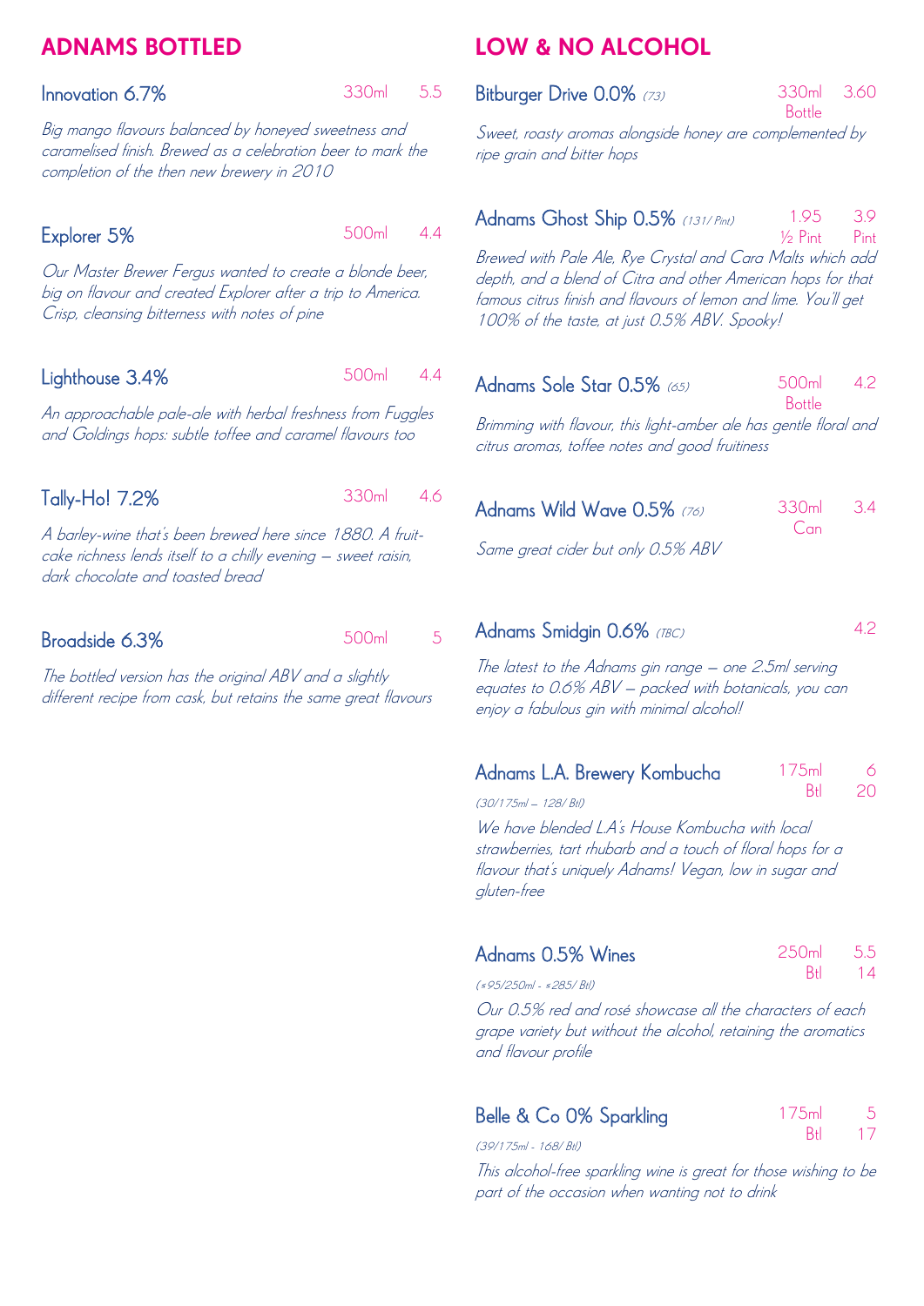## ADNAMS BOTTLED

**Innovation 6.7%** — 330ml 5.5

*Big mango flavours balanced by honeyed sweetness and caramelised finish. Brewed as a celebration beer to mark the completion of the then new brewery in 2010*

**Explorer 5%** — 500ml 4.4

*Our Master Brewer Fergus wanted to create a blonde beer, big on flavour and created Explorer after a trip to America. Crisp, cleansing bitterness with notes of pine*

**Lighthouse 3.4%** — 500ml 4.4

*An approachable pale-ale with herbal freshness from Fuggles and Goldings hops: subtle toffee and caramel flavours too*

**Tally-Ho! 7.2%** — 330ml 4.6

*A barley-wine that's been brewed here since 1880. A fruit-cake richness lends itself to a chilly evening – sweet raisin, dark chocolate and toasted bread*

**Broadside 6.3%** — 500ml 5

*The bottled version has the original ABV and a slightly different recipe from cask, but retains the same great flavours*

## LOW & NO ALCOHOL

**Bitburger Drive 0.0%** *(73)* — 330ml Bottle 3.60

*Sweet, roasty aromas alongside honey are complemented by ripe grain and bitter hops*

**Adnams Ghost Ship 0.5%** *(131/ Pint)* — ½ Pint 1.95 | Pint 3.9

*Brewed with Pale Ale, Rye Crystal and Cara Malts which add depth, and a blend of Citra and other American hops for that famous citrus finish and flavours of lemon and lime. You'll get 100% of the taste, at just 0.5% ABV. Spooky!*

**Adnams Sole Star 0.5%** *(65)* — 500ml Bottle 4.2

*Brimming with flavour, this light-amber ale has gentle floral and citrus aromas, toffee notes and good fruitiness*

**Adnams Wild Wave 0.5%** *(76)* — 330ml Can 3.4

*Same great cider but only 0.5% ABV*

**Adnams Smidgin 0.6%** *(TBC)* — 4.2

*The latest to the Adnams gin range – one 2.5ml serving equates to 0.6% ABV – packed with botanicals, you can enjoy a fabulous gin with minimal alcohol!*

**Adnams L.A. Brewery Kombucha** — 175ml 6 | Btl 20

*(30/175ml – 128/ Btl)*

*We have blended L.A's House Kombucha with local strawberries, tart rhubarb and a touch of floral hops for a flavour that's uniquely Adnams! Vegan, low in sugar and gluten-free*

**Adnams 0.5% Wines** — 250ml 5.5 | Btl 14

*(≈95/250ml - ≈285/ Btl)*

*Our 0.5% red and rosé showcase all the characters of each grape variety but without the alcohol, retaining the aromatics and flavour profile*

**Belle & Co 0% Sparkling** — 175ml 5 | Btl 17

*(39/175ml - 168/ Btl)*

*This alcohol-free sparkling wine is great for those wishing to be part of the occasion when wanting not to drink*